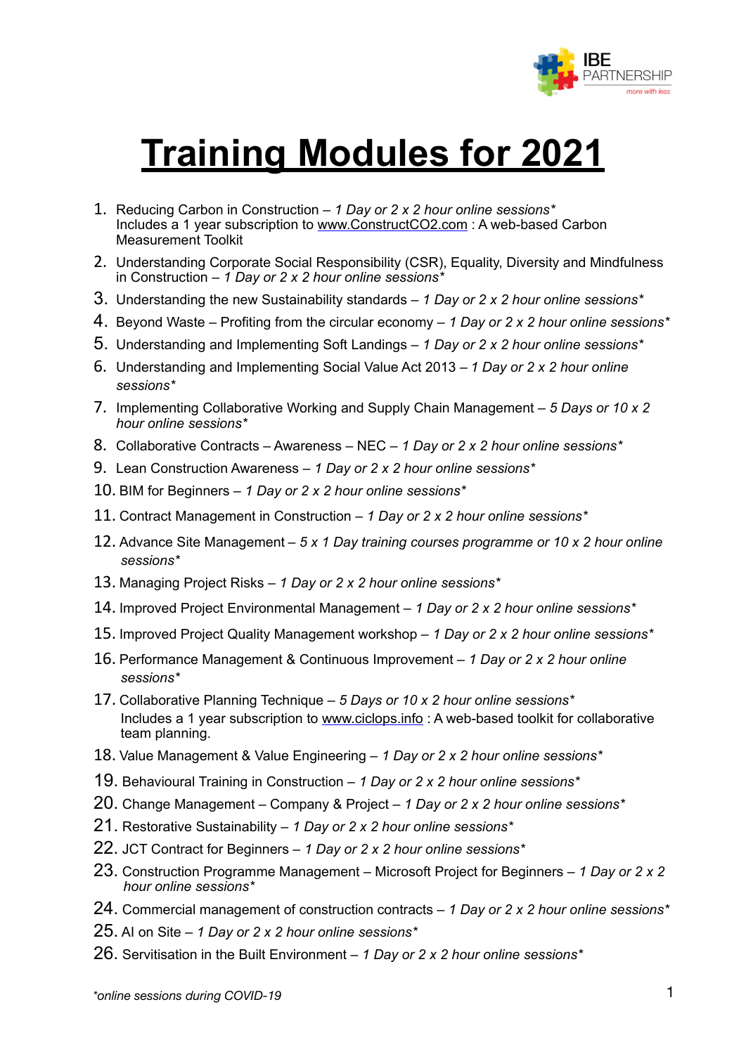IBE PARTNERSHIP
*more with less*

# Training Modules for 2021

1. Reducing Carbon in Construction – *1 Day or 2 x 2 hour online sessions**
   Includes a 1 year subscription to www.ConstructCO2.com : A web-based Carbon Measurement Toolkit
2. Understanding Corporate Social Responsibility (CSR), Equality, Diversity and Mindfulness in Construction – *1 Day or 2 x 2 hour online sessions**
3. Understanding the new Sustainability standards – *1 Day or 2 x 2 hour online sessions**
4. Beyond Waste – Profiting from the circular economy – *1 Day or 2 x 2 hour online sessions**
5. Understanding and Implementing Soft Landings – *1 Day or 2 x 2 hour online sessions**
6. Understanding and Implementing Social Value Act 2013 – *1 Day or 2 x 2 hour online sessions**
7. Implementing Collaborative Working and Supply Chain Management – *5 Days or 10 x 2 hour online sessions**
8. Collaborative Contracts – Awareness – NEC – *1 Day or 2 x 2 hour online sessions**
9. Lean Construction Awareness – *1 Day or 2 x 2 hour online sessions**
10. BIM for Beginners – *1 Day or 2 x 2 hour online sessions**
11. Contract Management in Construction – *1 Day or 2 x 2 hour online sessions**
12. Advance Site Management – *5 x 1 Day training courses programme or 10 x 2 hour online sessions**
13. Managing Project Risks – *1 Day or 2 x 2 hour online sessions**
14. Improved Project Environmental Management – *1 Day or 2 x 2 hour online sessions**
15. Improved Project Quality Management workshop – *1 Day or 2 x 2 hour online sessions**
16. Performance Management & Continuous Improvement – *1 Day or 2 x 2 hour online sessions**
17. Collaborative Planning Technique – *5 Days or 10 x 2 hour online sessions**
    Includes a 1 year subscription to www.ciclops.info : A web-based toolkit for collaborative team planning.
18. Value Management & Value Engineering – *1 Day or 2 x 2 hour online sessions**
19. Behavioural Training in Construction – *1 Day or 2 x 2 hour online sessions**
20. Change Management – Company & Project – *1 Day or 2 x 2 hour online sessions**
21. Restorative Sustainability – *1 Day or 2 x 2 hour online sessions**
22. JCT Contract for Beginners – *1 Day or 2 x 2 hour online sessions**
23. Construction Programme Management – Microsoft Project for Beginners – *1 Day or 2 x 2 hour online sessions**
24. Commercial management of construction contracts – *1 Day or 2 x 2 hour online sessions**
25. AI on Site – *1 Day or 2 x 2 hour online sessions**
26. Servitisation in the Built Environment – *1 Day or 2 x 2 hour online sessions**

**online sessions during COVID-19*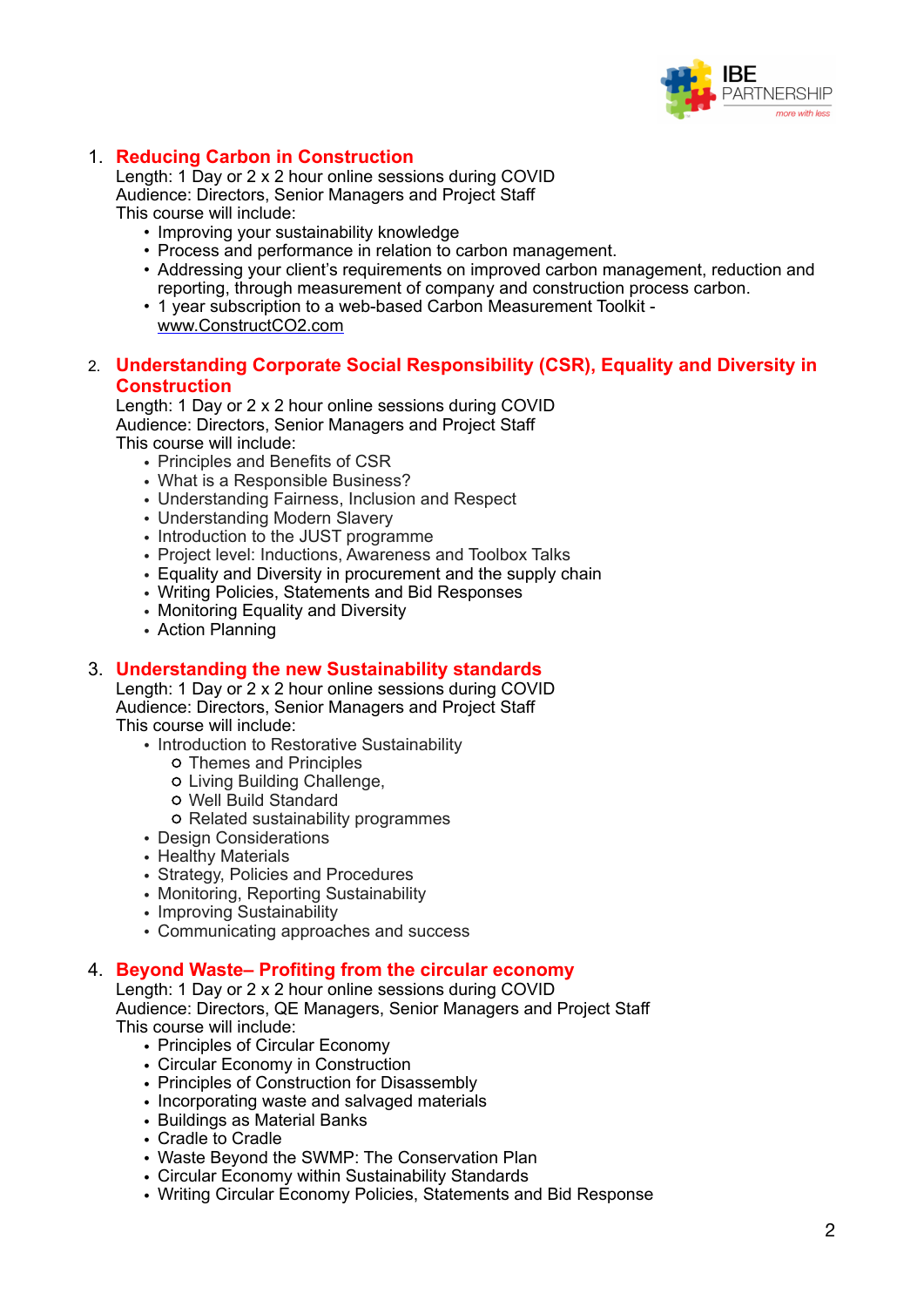## 1. Reducing Carbon in Construction

Length: 1 Day or 2 x 2 hour online sessions during COVID
Audience: Directors, Senior Managers and Project Staff
This course will include:

- Improving your sustainability knowledge
- Process and performance in relation to carbon management.
- Addressing your client's requirements on improved carbon management, reduction and reporting, through measurement of company and construction process carbon.
- 1 year subscription to a web-based Carbon Measurement Toolkit - www.ConstructCO2.com

## 2. Understanding Corporate Social Responsibility (CSR), Equality and Diversity in Construction

Length: 1 Day or 2 x 2 hour online sessions during COVID
Audience: Directors, Senior Managers and Project Staff
This course will include:

- Principles and Benefits of CSR
- What is a Responsible Business?
- Understanding Fairness, Inclusion and Respect
- Understanding Modern Slavery
- Introduction to the JUST programme
- Project level: Inductions, Awareness and Toolbox Talks
- Equality and Diversity in procurement and the supply chain
- Writing Policies, Statements and Bid Responses
- Monitoring Equality and Diversity
- Action Planning

## 3. Understanding the new Sustainability standards

Length: 1 Day or 2 x 2 hour online sessions during COVID
Audience: Directors, Senior Managers and Project Staff
This course will include:

- Introduction to Restorative Sustainability
  - Themes and Principles
  - Living Building Challenge,
  - Well Build Standard
  - Related sustainability programmes
- Design Considerations
- Healthy Materials
- Strategy, Policies and Procedures
- Monitoring, Reporting Sustainability
- Improving Sustainability
- Communicating approaches and success

## 4. Beyond Waste– Profiting from the circular economy

Length: 1 Day or 2 x 2 hour online sessions during COVID
Audience: Directors, QE Managers, Senior Managers and Project Staff
This course will include:

- Principles of Circular Economy
- Circular Economy in Construction
- Principles of Construction for Disassembly
- Incorporating waste and salvaged materials
- Buildings as Material Banks
- Cradle to Cradle
- Waste Beyond the SWMP: The Conservation Plan
- Circular Economy within Sustainability Standards
- Writing Circular Economy Policies, Statements and Bid Response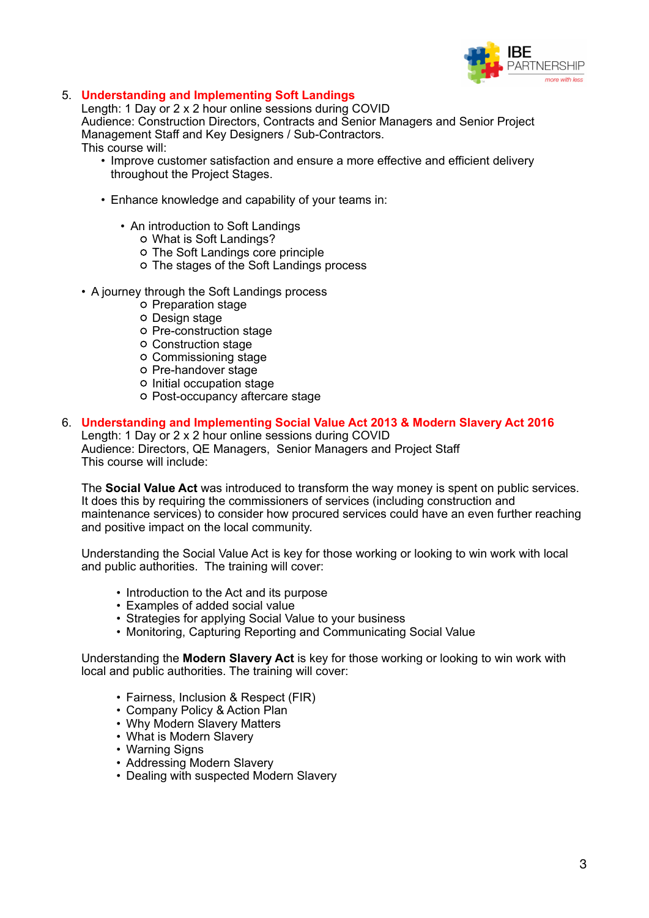5. **Understanding and Implementing Soft Landings**
   Length: 1 Day or 2 x 2 hour online sessions during COVID
   Audience: Construction Directors, Contracts and Senior Managers and Senior Project Management Staff and Key Designers / Sub-Contractors.
   This course will:
   - Improve customer satisfaction and ensure a more effective and efficient delivery throughout the Project Stages.

   - Enhance knowledge and capability of your teams in:

     - An introduction to Soft Landings
       - What is Soft Landings?
       - The Soft Landings core principle
       - The stages of the Soft Landings process

   - A journey through the Soft Landings process
       - Preparation stage
       - Design stage
       - Pre-construction stage
       - Construction stage
       - Commissioning stage
       - Pre-handover stage
       - Initial occupation stage
       - Post-occupancy aftercare stage

6. **Understanding and Implementing Social Value Act 2013 & Modern Slavery Act 2016**
   Length: 1 Day or 2 x 2 hour online sessions during COVID
   Audience: Directors, QE Managers, Senior Managers and Project Staff
   This course will include:

   The **Social Value Act** was introduced to transform the way money is spent on public services. It does this by requiring the commissioners of services (including construction and maintenance services) to consider how procured services could have an even further reaching and positive impact on the local community.

   Understanding the Social Value Act is key for those working or looking to win work with local and public authorities. The training will cover:

     - Introduction to the Act and its purpose
     - Examples of added social value
     - Strategies for applying Social Value to your business
     - Monitoring, Capturing Reporting and Communicating Social Value

   Understanding the **Modern Slavery Act** is key for those working or looking to win work with local and public authorities. The training will cover:

     - Fairness, Inclusion & Respect (FIR)
     - Company Policy & Action Plan
     - Why Modern Slavery Matters
     - What is Modern Slavery
     - Warning Signs
     - Addressing Modern Slavery
     - Dealing with suspected Modern Slavery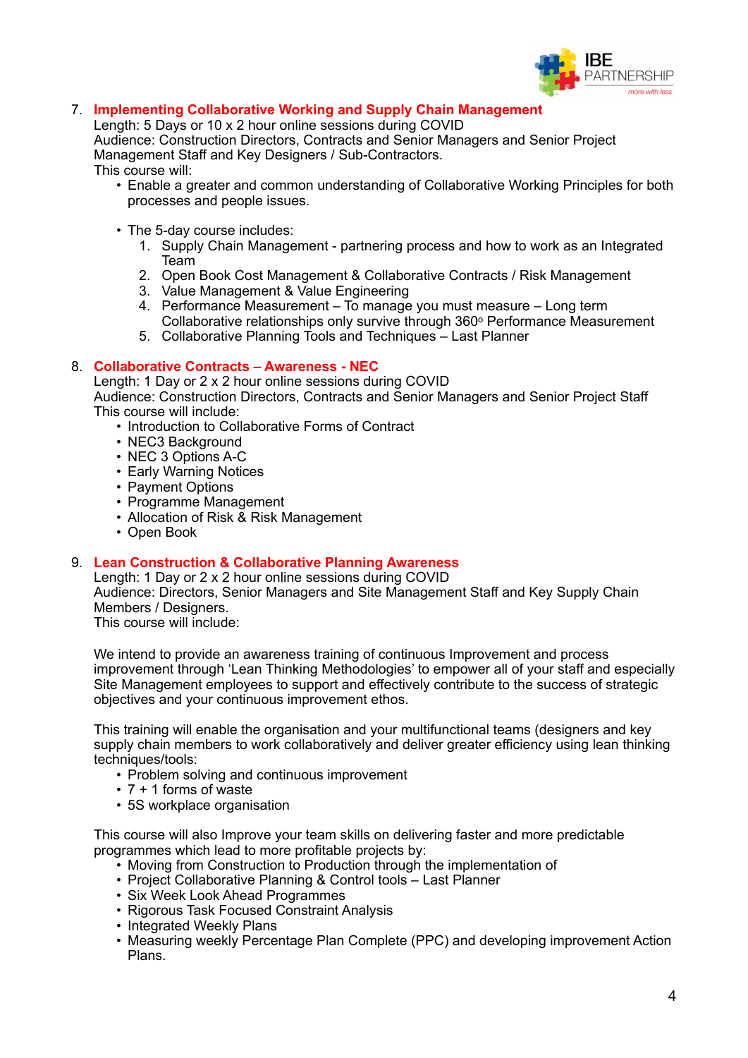7. **Implementing Collaborative Working and Supply Chain Management**
   Length: 5 Days or 10 x 2 hour online sessions during COVID
   Audience: Construction Directors, Contracts and Senior Managers and Senior Project Management Staff and Key Designers / Sub-Contractors.
   This course will:
   - Enable a greater and common understanding of Collaborative Working Principles for both processes and people issues.

   - The 5-day course includes:
     1. Supply Chain Management - partnering process and how to work as an Integrated Team
     2. Open Book Cost Management & Collaborative Contracts / Risk Management
     3. Value Management & Value Engineering
     4. Performance Measurement – To manage you must measure – Long term Collaborative relationships only survive through 360$^{o}$ Performance Measurement
     5. Collaborative Planning Tools and Techniques – Last Planner

8. **Collaborative Contracts – Awareness - NEC**
   Length: 1 Day or 2 x 2 hour online sessions during COVID
   Audience: Construction Directors, Contracts and Senior Managers and Senior Project Staff
   This course will include:
   - Introduction to Collaborative Forms of Contract
   - NEC3 Background
   - NEC 3 Options A-C
   - Early Warning Notices
   - Payment Options
   - Programme Management
   - Allocation of Risk & Risk Management
   - Open Book

9. **Lean Construction & Collaborative Planning Awareness**
   Length: 1 Day or 2 x 2 hour online sessions during COVID
   Audience: Directors, Senior Managers and Site Management Staff and Key Supply Chain Members / Designers.
   This course will include:

   We intend to provide an awareness training of continuous Improvement and process improvement through 'Lean Thinking Methodologies' to empower all of your staff and especially Site Management employees to support and effectively contribute to the success of strategic objectives and your continuous improvement ethos.

   This training will enable the organisation and your multifunctional teams (designers and key supply chain members to work collaboratively and deliver greater efficiency using lean thinking techniques/tools:
   - Problem solving and continuous improvement
   - 7 + 1 forms of waste
   - 5S workplace organisation

   This course will also Improve your team skills on delivering faster and more predictable programmes which lead to more profitable projects by:
   - Moving from Construction to Production through the implementation of
   - Project Collaborative Planning & Control tools – Last Planner
   - Six Week Look Ahead Programmes
   - Rigorous Task Focused Constraint Analysis
   - Integrated Weekly Plans
   - Measuring weekly Percentage Plan Complete (PPC) and developing improvement Action Plans.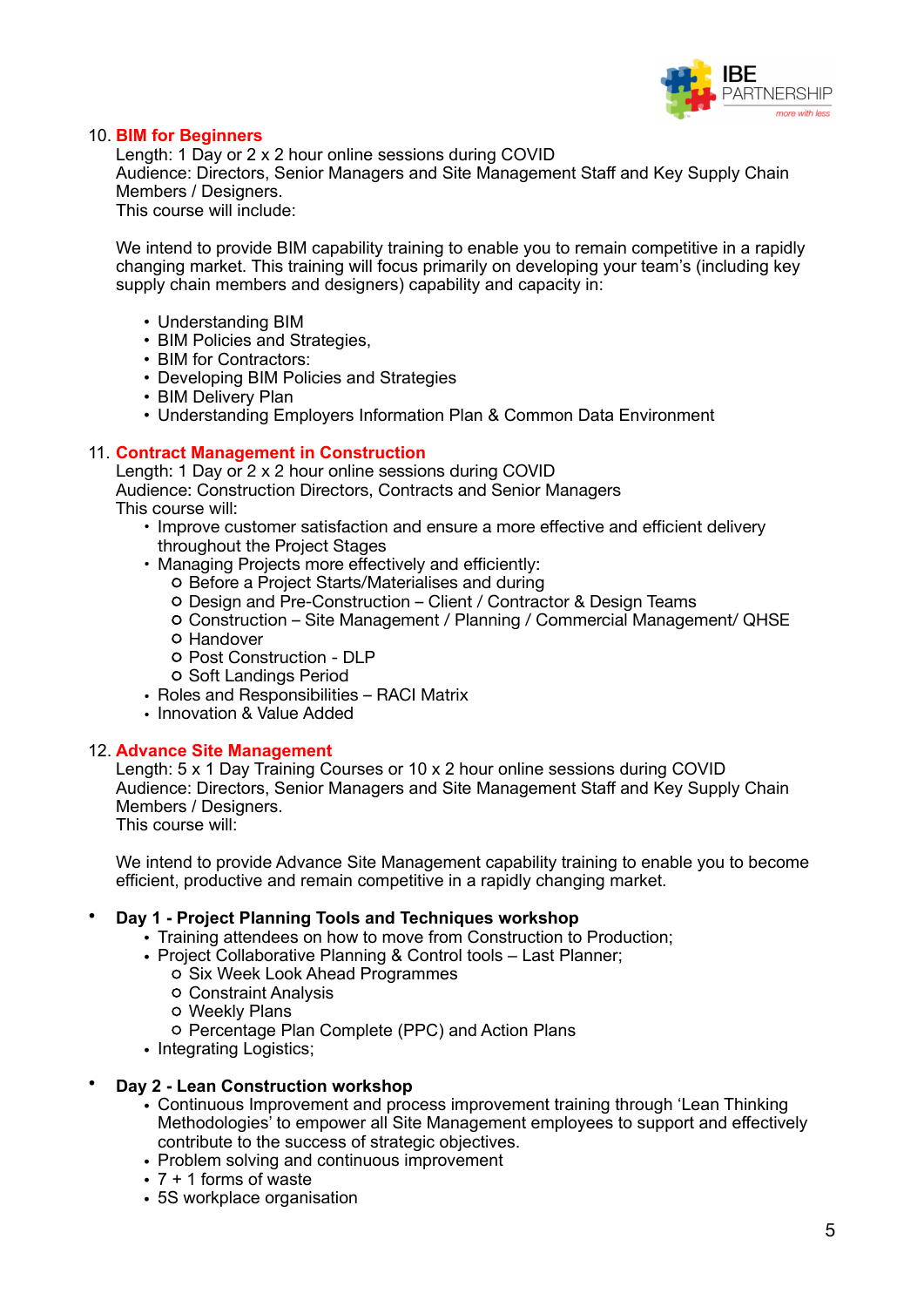10. **BIM for Beginners**

Length: 1 Day or 2 x 2 hour online sessions during COVID
Audience: Directors, Senior Managers and Site Management Staff and Key Supply Chain Members / Designers.
This course will include:

We intend to provide BIM capability training to enable you to remain competitive in a rapidly changing market. This training will focus primarily on developing your team's (including key supply chain members and designers) capability and capacity in:

- Understanding BIM
- BIM Policies and Strategies,
- BIM for Contractors:
- Developing BIM Policies and Strategies
- BIM Delivery Plan
- Understanding Employers Information Plan & Common Data Environment

11. **Contract Management in Construction**

Length: 1 Day or 2 x 2 hour online sessions during COVID
Audience: Construction Directors, Contracts and Senior Managers
This course will:

- Improve customer satisfaction and ensure a more effective and efficient delivery throughout the Project Stages
- Managing Projects more effectively and efficiently:
  - Before a Project Starts/Materialises and during
  - Design and Pre-Construction – Client / Contractor & Design Teams
  - Construction – Site Management / Planning / Commercial Management/ QHSE
  - Handover
  - Post Construction - DLP
  - Soft Landings Period
- Roles and Responsibilities – RACI Matrix
- Innovation & Value Added

12. **Advance Site Management**

Length: 5 x 1 Day Training Courses or 10 x 2 hour online sessions during COVID
Audience: Directors, Senior Managers and Site Management Staff and Key Supply Chain Members / Designers.
This course will:

We intend to provide Advance Site Management capability training to enable you to become efficient, productive and remain competitive in a rapidly changing market.

- **Day 1 - Project Planning Tools and Techniques workshop**
  - Training attendees on how to move from Construction to Production;
  - Project Collaborative Planning & Control tools – Last Planner;
    - Six Week Look Ahead Programmes
    - Constraint Analysis
    - Weekly Plans
    - Percentage Plan Complete (PPC) and Action Plans
  - Integrating Logistics;

- **Day 2 - Lean Construction workshop**
  - Continuous Improvement and process improvement training through 'Lean Thinking Methodologies' to empower all Site Management employees to support and effectively contribute to the success of strategic objectives.
  - Problem solving and continuous improvement
  - 7 + 1 forms of waste
  - 5S workplace organisation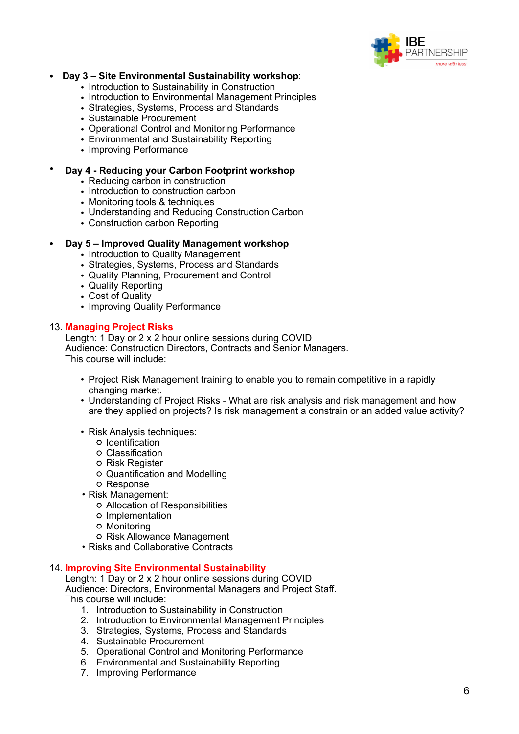- **Day 3 – Site Environmental Sustainability workshop**:
  - Introduction to Sustainability in Construction
  - Introduction to Environmental Management Principles
  - Strategies, Systems, Process and Standards
  - Sustainable Procurement
  - Operational Control and Monitoring Performance
  - Environmental and Sustainability Reporting
  - Improving Performance

- **Day 4 - Reducing your Carbon Footprint workshop**
  - Reducing carbon in construction
  - Introduction to construction carbon
  - Monitoring tools & techniques
  - Understanding and Reducing Construction Carbon
  - Construction carbon Reporting

- **Day 5 – Improved Quality Management workshop**
  - Introduction to Quality Management
  - Strategies, Systems, Process and Standards
  - Quality Planning, Procurement and Control
  - Quality Reporting
  - Cost of Quality
  - Improving Quality Performance

13. **Managing Project Risks**

Length: 1 Day or 2 x 2 hour online sessions during COVID
Audience: Construction Directors, Contracts and Senior Managers.
This course will include:

- Project Risk Management training to enable you to remain competitive in a rapidly changing market.
- Understanding of Project Risks - What are risk analysis and risk management and how are they applied on projects? Is risk management a constrain or an added value activity?

- Risk Analysis techniques:
  - Identification
  - Classification
  - Risk Register
  - Quantification and Modelling
  - Response
- Risk Management:
  - Allocation of Responsibilities
  - Implementation
  - Monitoring
  - Risk Allowance Management
- Risks and Collaborative Contracts

14. **Improving Site Environmental Sustainability**

Length: 1 Day or 2 x 2 hour online sessions during COVID
Audience: Directors, Environmental Managers and Project Staff.
This course will include:

1. Introduction to Sustainability in Construction
2. Introduction to Environmental Management Principles
3. Strategies, Systems, Process and Standards
4. Sustainable Procurement
5. Operational Control and Monitoring Performance
6. Environmental and Sustainability Reporting
7. Improving Performance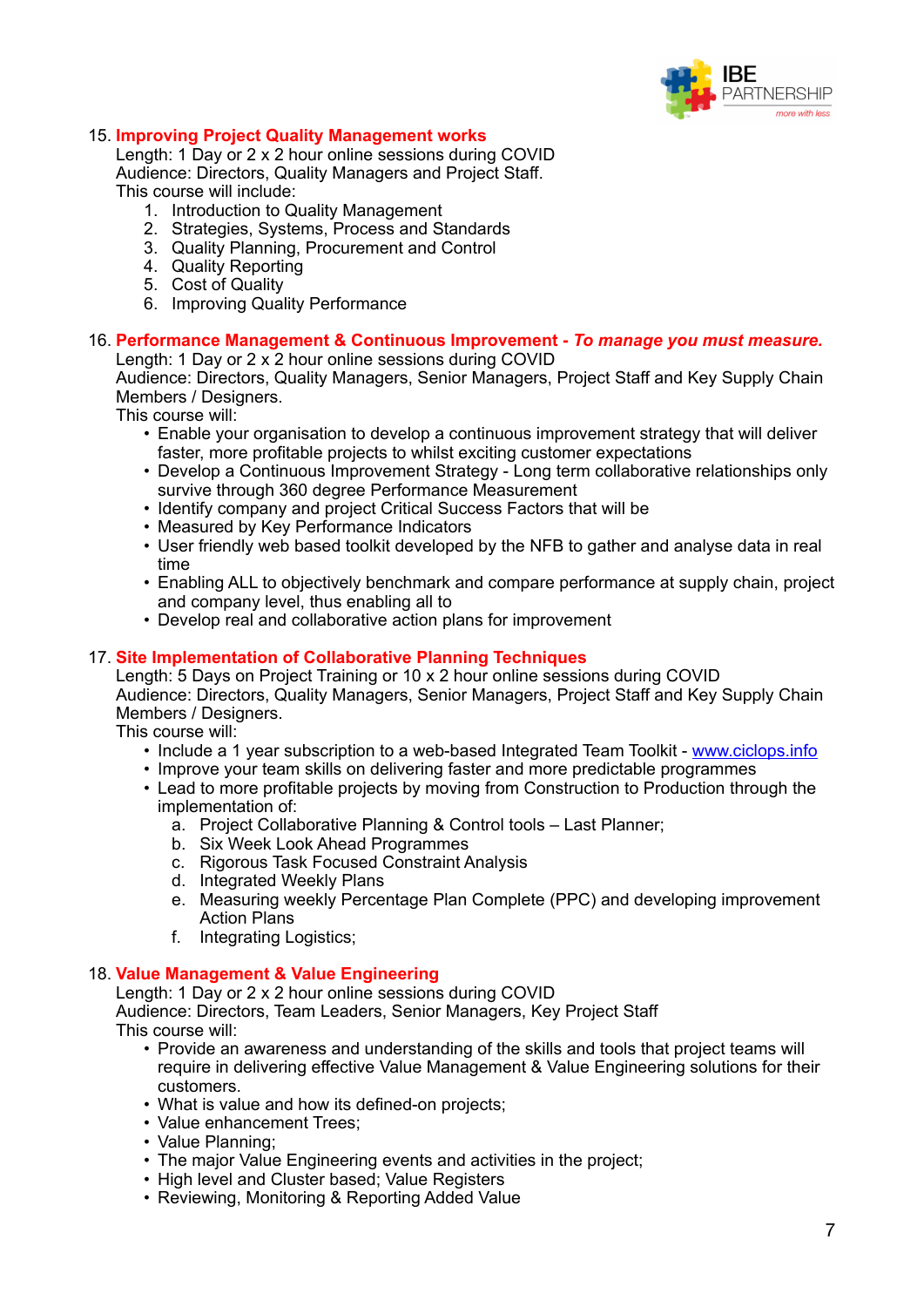15. **Improving Project Quality Management works**
    Length: 1 Day or 2 x 2 hour online sessions during COVID
    Audience: Directors, Quality Managers and Project Staff.
    This course will include:
    1. Introduction to Quality Management
    2. Strategies, Systems, Process and Standards
    3. Quality Planning, Procurement and Control
    4. Quality Reporting
    5. Cost of Quality
    6. Improving Quality Performance

16. **Performance Management & Continuous Improvement - *To manage you must measure.***
    Length: 1 Day or 2 x 2 hour online sessions during COVID
    Audience: Directors, Quality Managers, Senior Managers, Project Staff and Key Supply Chain Members / Designers.
    This course will:
    - Enable your organisation to develop a continuous improvement strategy that will deliver faster, more profitable projects to whilst exciting customer expectations
    - Develop a Continuous Improvement Strategy - Long term collaborative relationships only survive through 360 degree Performance Measurement
    - Identify company and project Critical Success Factors that will be
    - Measured by Key Performance Indicators
    - User friendly web based toolkit developed by the NFB to gather and analyse data in real time
    - Enabling ALL to objectively benchmark and compare performance at supply chain, project and company level, thus enabling all to
    - Develop real and collaborative action plans for improvement

17. **Site Implementation of Collaborative Planning Techniques**
    Length: 5 Days on Project Training or 10 x 2 hour online sessions during COVID
    Audience: Directors, Quality Managers, Senior Managers, Project Staff and Key Supply Chain Members / Designers.
    This course will:
    - Include a 1 year subscription to a web-based Integrated Team Toolkit - [www.ciclops.info](http://www.ciclops.info)
    - Improve your team skills on delivering faster and more predictable programmes
    - Lead to more profitable projects by moving from Construction to Production through the implementation of:
      a. Project Collaborative Planning & Control tools – Last Planner;
      b. Six Week Look Ahead Programmes
      c. Rigorous Task Focused Constraint Analysis
      d. Integrated Weekly Plans
      e. Measuring weekly Percentage Plan Complete (PPC) and developing improvement Action Plans
      f. Integrating Logistics;

18. **Value Management & Value Engineering**
    Length: 1 Day or 2 x 2 hour online sessions during COVID
    Audience: Directors, Team Leaders, Senior Managers, Key Project Staff
    This course will:
    - Provide an awareness and understanding of the skills and tools that project teams will require in delivering effective Value Management & Value Engineering solutions for their customers.
    - What is value and how its defined-on projects;
    - Value enhancement Trees;
    - Value Planning;
    - The major Value Engineering events and activities in the project;
    - High level and Cluster based; Value Registers
    - Reviewing, Monitoring & Reporting Added Value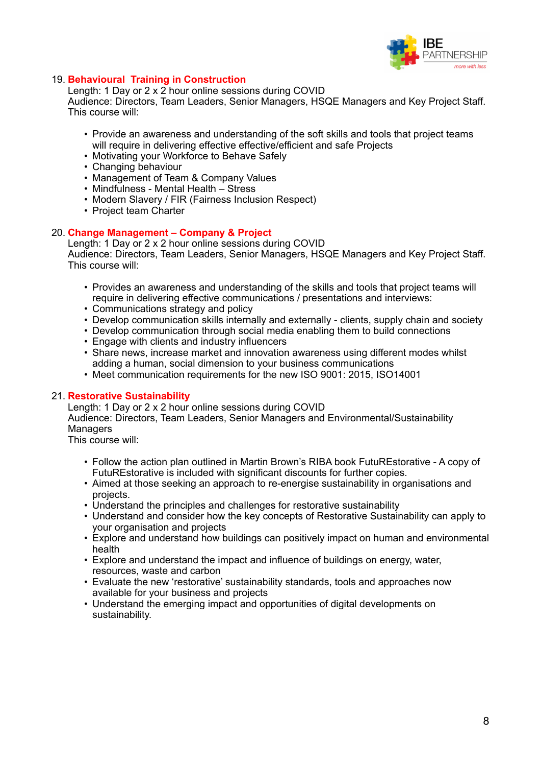19. **Behavioural Training in Construction**

Length: 1 Day or 2 x 2 hour online sessions during COVID
Audience: Directors, Team Leaders, Senior Managers, HSQE Managers and Key Project Staff.
This course will:

- Provide an awareness and understanding of the soft skills and tools that project teams will require in delivering effective effective/efficient and safe Projects
- Motivating your Workforce to Behave Safely
- Changing behaviour
- Management of Team & Company Values
- Mindfulness - Mental Health – Stress
- Modern Slavery / FIR (Fairness Inclusion Respect)
- Project team Charter

20. **Change Management – Company & Project**

Length: 1 Day or 2 x 2 hour online sessions during COVID
Audience: Directors, Team Leaders, Senior Managers, HSQE Managers and Key Project Staff.
This course will:

- Provides an awareness and understanding of the skills and tools that project teams will require in delivering effective communications / presentations and interviews:
- Communications strategy and policy
- Develop communication skills internally and externally - clients, supply chain and society
- Develop communication through social media enabling them to build connections
- Engage with clients and industry influencers
- Share news, increase market and innovation awareness using different modes whilst adding a human, social dimension to your business communications
- Meet communication requirements for the new ISO 9001: 2015, ISO14001

21. **Restorative Sustainability**

Length: 1 Day or 2 x 2 hour online sessions during COVID
Audience: Directors, Team Leaders, Senior Managers and Environmental/Sustainability Managers
This course will:

- Follow the action plan outlined in Martin Brown's RIBA book FutuREstorative - A copy of FutuREstorative is included with significant discounts for further copies.
- Aimed at those seeking an approach to re-energise sustainability in organisations and projects.
- Understand the principles and challenges for restorative sustainability
- Understand and consider how the key concepts of Restorative Sustainability can apply to your organisation and projects
- Explore and understand how buildings can positively impact on human and environmental health
- Explore and understand the impact and influence of buildings on energy, water, resources, waste and carbon
- Evaluate the new 'restorative' sustainability standards, tools and approaches now available for your business and projects
- Understand the emerging impact and opportunities of digital developments on sustainability.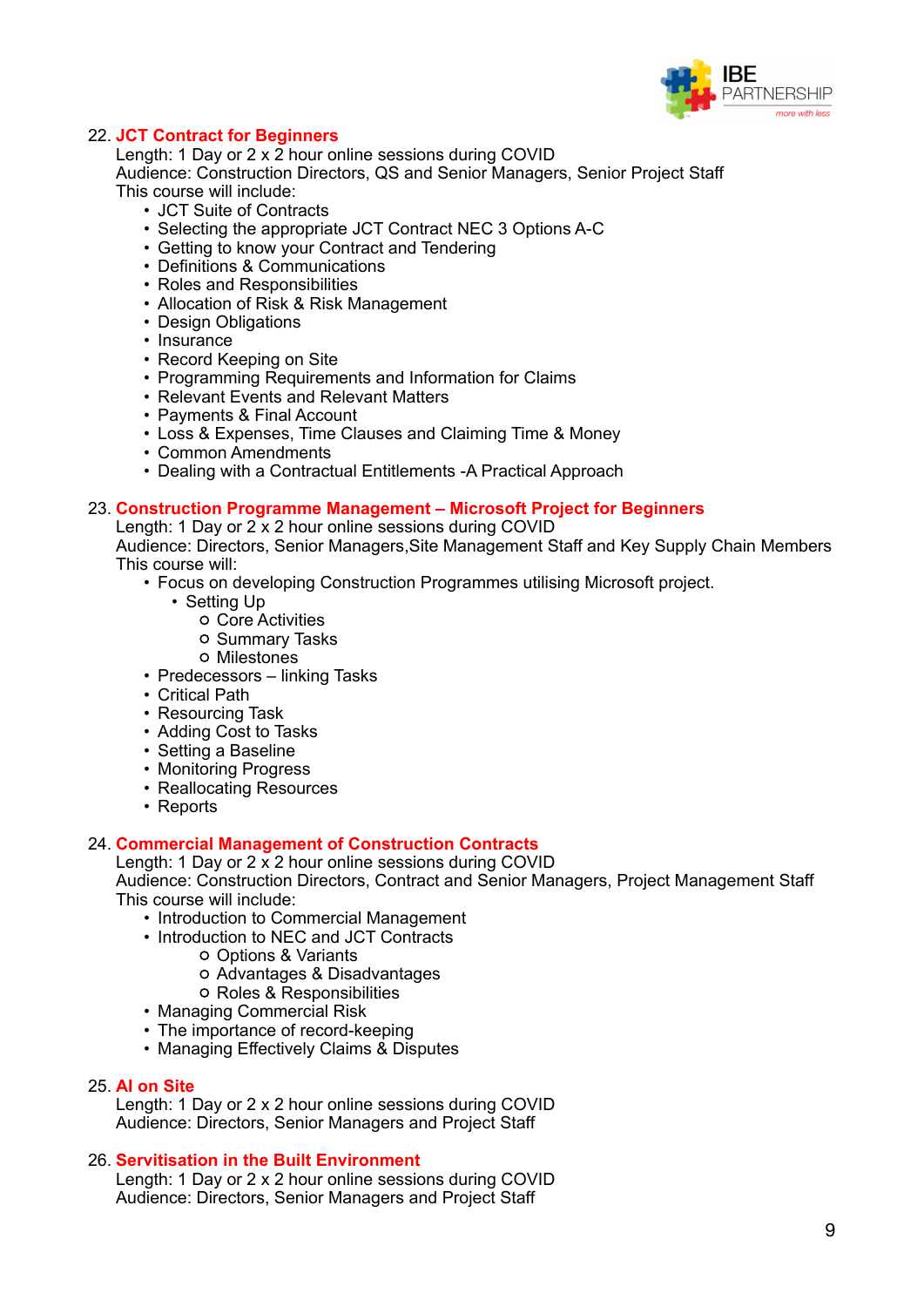22. **JCT Contract for Beginners**
    Length: 1 Day or 2 x 2 hour online sessions during COVID
    Audience: Construction Directors, QS and Senior Managers, Senior Project Staff
    This course will include:
    - JCT Suite of Contracts
    - Selecting the appropriate JCT Contract NEC 3 Options A-C
    - Getting to know your Contract and Tendering
    - Definitions & Communications
    - Roles and Responsibilities
    - Allocation of Risk & Risk Management
    - Design Obligations
    - Insurance
    - Record Keeping on Site
    - Programming Requirements and Information for Claims
    - Relevant Events and Relevant Matters
    - Payments & Final Account
    - Loss & Expenses, Time Clauses and Claiming Time & Money
    - Common Amendments
    - Dealing with a Contractual Entitlements -A Practical Approach

23. **Construction Programme Management – Microsoft Project for Beginners**
    Length: 1 Day or 2 x 2 hour online sessions during COVID
    Audience: Directors, Senior Managers,Site Management Staff and Key Supply Chain Members
    This course will:
    - Focus on developing Construction Programmes utilising Microsoft project.
      - Setting Up
        - Core Activities
        - Summary Tasks
        - Milestones
    - Predecessors – linking Tasks
    - Critical Path
    - Resourcing Task
    - Adding Cost to Tasks
    - Setting a Baseline
    - Monitoring Progress
    - Reallocating Resources
    - Reports

24. **Commercial Management of Construction Contracts**
    Length: 1 Day or 2 x 2 hour online sessions during COVID
    Audience: Construction Directors, Contract and Senior Managers, Project Management Staff
    This course will include:
    - Introduction to Commercial Management
    - Introduction to NEC and JCT Contracts
        - Options & Variants
        - Advantages & Disadvantages
        - Roles & Responsibilities
    - Managing Commercial Risk
    - The importance of record-keeping
    - Managing Effectively Claims & Disputes

25. **AI on Site**
    Length: 1 Day or 2 x 2 hour online sessions during COVID
    Audience: Directors, Senior Managers and Project Staff

26. **Servitisation in the Built Environment**
    Length: 1 Day or 2 x 2 hour online sessions during COVID
    Audience: Directors, Senior Managers and Project Staff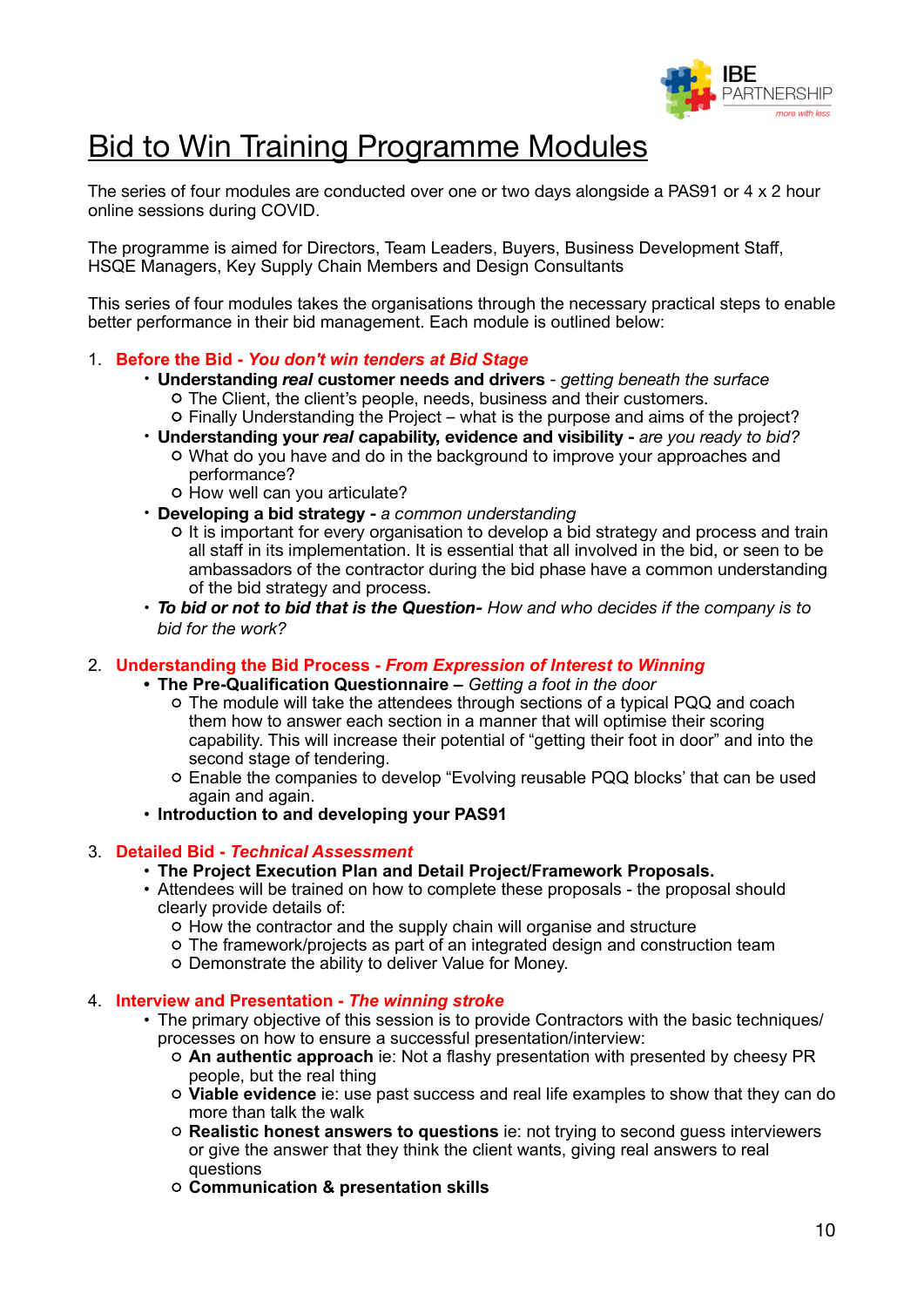# Bid to Win Training Programme Modules

The series of four modules are conducted over one or two days alongside a PAS91 or 4 x 2 hour online sessions during COVID.

The programme is aimed for Directors, Team Leaders, Buyers, Business Development Staff, HSQE Managers, Key Supply Chain Members and Design Consultants

This series of four modules takes the organisations through the necessary practical steps to enable better performance in their bid management. Each module is outlined below:

1. **Before the Bid -** ***You don't win tenders at Bid Stage***
   - **Understanding** ***real*** **customer needs and drivers** - *getting beneath the surface*
     - The Client, the client's people, needs, business and their customers.
     - Finally Understanding the Project – what is the purpose and aims of the project?
   - **Understanding your** ***real*** **capability, evidence and visibility -** *are you ready to bid?*
     - What do you have and do in the background to improve your approaches and performance?
     - How well can you articulate?
   - **Developing a bid strategy -** *a common understanding*
     - It is important for every organisation to develop a bid strategy and process and train all staff in its implementation. It is essential that all involved in the bid, or seen to be ambassadors of the contractor during the bid phase have a common understanding of the bid strategy and process.
   - ***To bid or not to bid that is the Question-*** *How and who decides if the company is to bid for the work?*

2. **Understanding the Bid Process -** ***From Expression of Interest to Winning***
   - **The Pre-Qualification Questionnaire –** *Getting a foot in the door*
     - The module will take the attendees through sections of a typical PQQ and coach them how to answer each section in a manner that will optimise their scoring capability. This will increase their potential of "getting their foot in door" and into the second stage of tendering.
     - Enable the companies to develop "Evolving reusable PQQ blocks' that can be used again and again.
   - **Introduction to and developing your PAS91**

3. **Detailed Bid -** ***Technical Assessment***
   - **The Project Execution Plan and Detail Project/Framework Proposals.**
   - Attendees will be trained on how to complete these proposals - the proposal should clearly provide details of:
     - How the contractor and the supply chain will organise and structure
     - The framework/projects as part of an integrated design and construction team
     - Demonstrate the ability to deliver Value for Money.

4. **Interview and Presentation -** ***The winning stroke***
   - The primary objective of this session is to provide Contractors with the basic techniques/ processes on how to ensure a successful presentation/interview:
     - **An authentic approach** ie: Not a flashy presentation with presented by cheesy PR people, but the real thing
     - **Viable evidence** ie: use past success and real life examples to show that they can do more than talk the walk
     - **Realistic honest answers to questions** ie: not trying to second guess interviewers or give the answer that they think the client wants, giving real answers to real questions
     - **Communication & presentation skills**